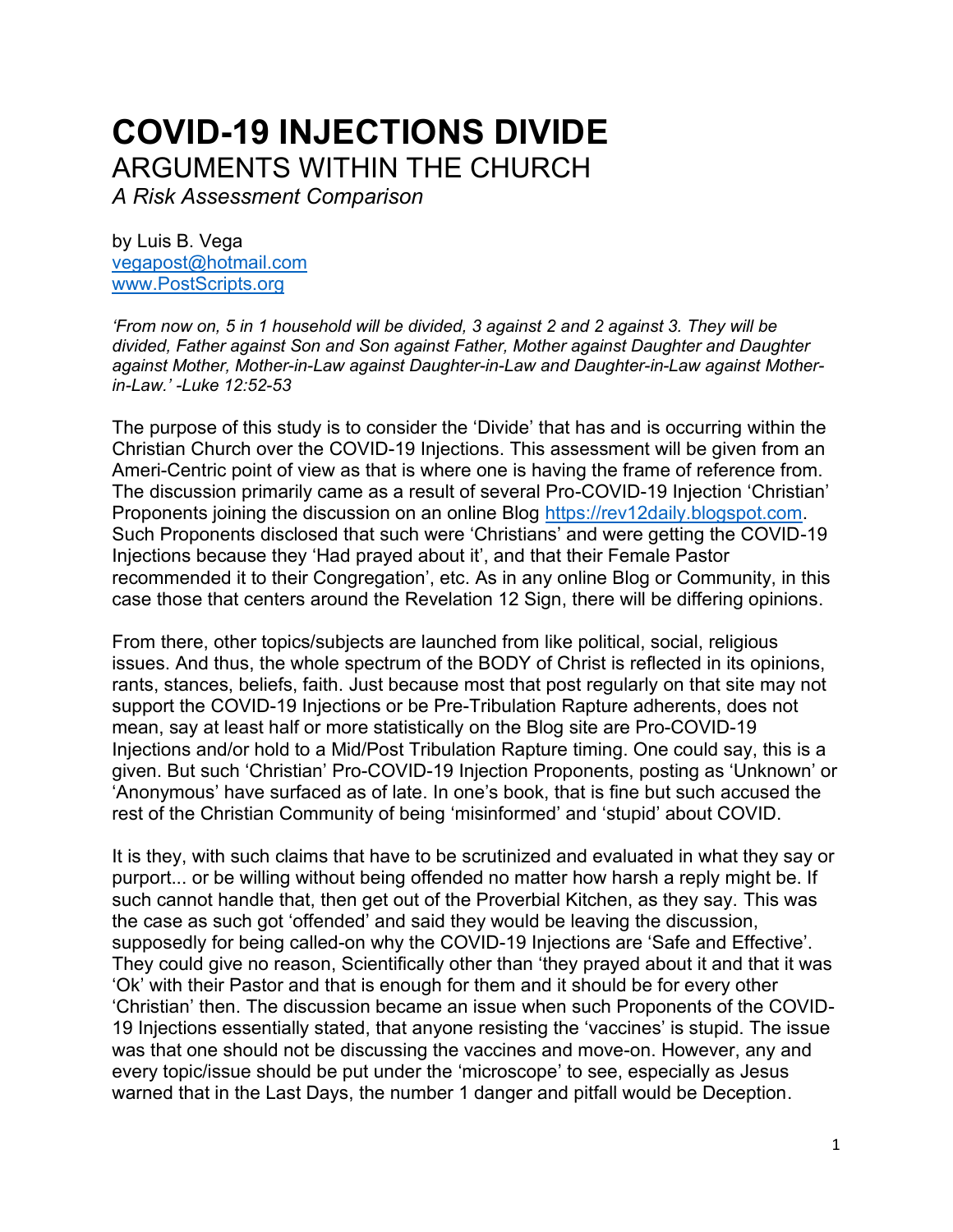# COVID-19 INJECTIONS DIVIDE

## ARGUMENTS WITHIN THE CHURCH

*A Risk Assessment Comparison*

by Luis B. Vega
vegapost@hotmail.com
www.PostScripts.org

*'From now on, 5 in 1 household will be divided, 3 against 2 and 2 against 3. They will be divided, Father against Son and Son against Father, Mother against Daughter and Daughter against Mother, Mother-in-Law against Daughter-in-Law and Daughter-in-Law against Mother-in-Law.' -Luke 12:52-53*

The purpose of this study is to consider the 'Divide' that has and is occurring within the Christian Church over the COVID-19 Injections. This assessment will be given from an Ameri-Centric point of view as that is where one is having the frame of reference from. The discussion primarily came as a result of several Pro-COVID-19 Injection 'Christian' Proponents joining the discussion on an online Blog https://rev12daily.blogspot.com. Such Proponents disclosed that such were 'Christians' and were getting the COVID-19 Injections because they 'Had prayed about it', and that their Female Pastor recommended it to their Congregation', etc. As in any online Blog or Community, in this case those that centers around the Revelation 12 Sign, there will be differing opinions.

From there, other topics/subjects are launched from like political, social, religious issues. And thus, the whole spectrum of the BODY of Christ is reflected in its opinions, rants, stances, beliefs, faith. Just because most that post regularly on that site may not support the COVID-19 Injections or be Pre-Tribulation Rapture adherents, does not mean, say at least half or more statistically on the Blog site are Pro-COVID-19 Injections and/or hold to a Mid/Post Tribulation Rapture timing. One could say, this is a given. But such 'Christian' Pro-COVID-19 Injection Proponents, posting as 'Unknown' or 'Anonymous' have surfaced as of late. In one's book, that is fine but such accused the rest of the Christian Community of being 'misinformed' and 'stupid' about COVID.

It is they, with such claims that have to be scrutinized and evaluated in what they say or purport... or be willing without being offended no matter how harsh a reply might be. If such cannot handle that, then get out of the Proverbial Kitchen, as they say. This was the case as such got 'offended' and said they would be leaving the discussion, supposedly for being called-on why the COVID-19 Injections are 'Safe and Effective'. They could give no reason, Scientifically other than 'they prayed about it and that it was 'Ok' with their Pastor and that is enough for them and it should be for every other 'Christian' then. The discussion became an issue when such Proponents of the COVID-19 Injections essentially stated, that anyone resisting the 'vaccines' is stupid. The issue was that one should not be discussing the vaccines and move-on. However, any and every topic/issue should be put under the 'microscope' to see, especially as Jesus warned that in the Last Days, the number 1 danger and pitfall would be Deception.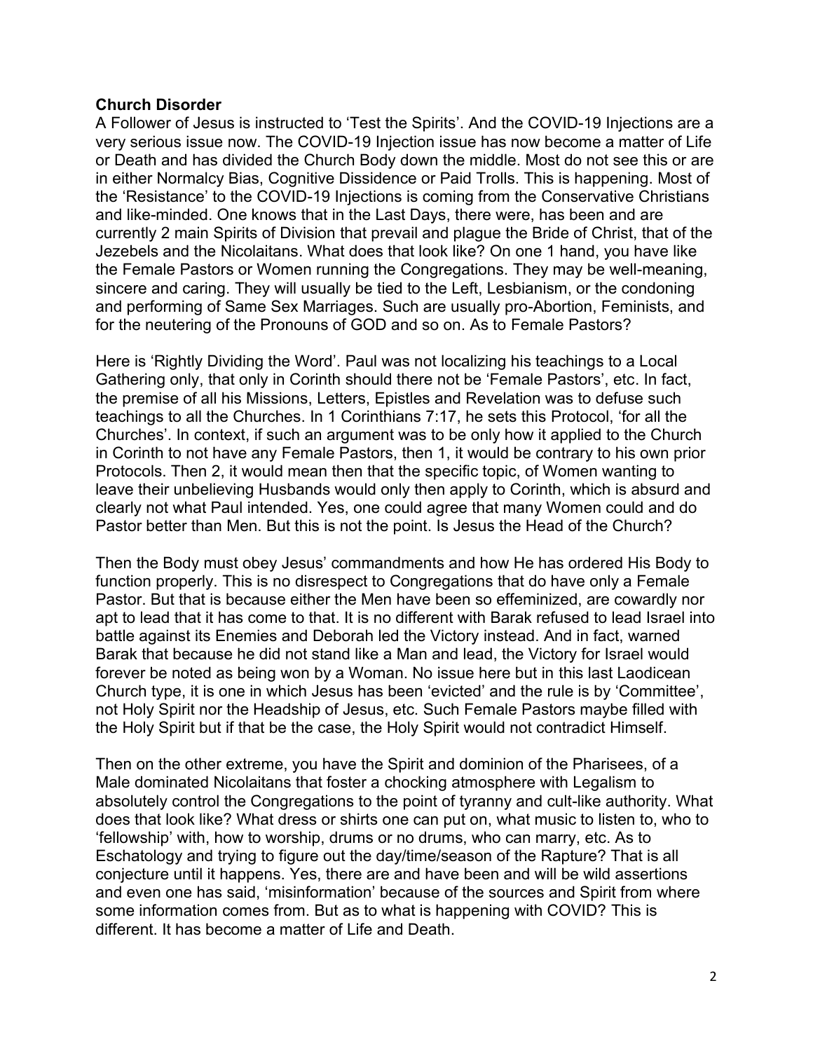**Church Disorder**

A Follower of Jesus is instructed to 'Test the Spirits'. And the COVID-19 Injections are a very serious issue now. The COVID-19 Injection issue has now become a matter of Life or Death and has divided the Church Body down the middle. Most do not see this or are in either Normalcy Bias, Cognitive Dissidence or Paid Trolls. This is happening. Most of the 'Resistance' to the COVID-19 Injections is coming from the Conservative Christians and like-minded. One knows that in the Last Days, there were, has been and are currently 2 main Spirits of Division that prevail and plague the Bride of Christ, that of the Jezebels and the Nicolaitans. What does that look like? On one 1 hand, you have like the Female Pastors or Women running the Congregations. They may be well-meaning, sincere and caring. They will usually be tied to the Left, Lesbianism, or the condoning and performing of Same Sex Marriages. Such are usually pro-Abortion, Feminists, and for the neutering of the Pronouns of GOD and so on. As to Female Pastors?

Here is 'Rightly Dividing the Word'. Paul was not localizing his teachings to a Local Gathering only, that only in Corinth should there not be 'Female Pastors', etc. In fact, the premise of all his Missions, Letters, Epistles and Revelation was to defuse such teachings to all the Churches. In 1 Corinthians 7:17, he sets this Protocol, 'for all the Churches'. In context, if such an argument was to be only how it applied to the Church in Corinth to not have any Female Pastors, then 1, it would be contrary to his own prior Protocols. Then 2, it would mean then that the specific topic, of Women wanting to leave their unbelieving Husbands would only then apply to Corinth, which is absurd and clearly not what Paul intended. Yes, one could agree that many Women could and do Pastor better than Men. But this is not the point. Is Jesus the Head of the Church?

Then the Body must obey Jesus' commandments and how He has ordered His Body to function properly. This is no disrespect to Congregations that do have only a Female Pastor. But that is because either the Men have been so effeminized, are cowardly nor apt to lead that it has come to that. It is no different with Barak refused to lead Israel into battle against its Enemies and Deborah led the Victory instead. And in fact, warned Barak that because he did not stand like a Man and lead, the Victory for Israel would forever be noted as being won by a Woman. No issue here but in this last Laodicean Church type, it is one in which Jesus has been 'evicted' and the rule is by 'Committee', not Holy Spirit nor the Headship of Jesus, etc. Such Female Pastors maybe filled with the Holy Spirit but if that be the case, the Holy Spirit would not contradict Himself.

Then on the other extreme, you have the Spirit and dominion of the Pharisees, of a Male dominated Nicolaitans that foster a chocking atmosphere with Legalism to absolutely control the Congregations to the point of tyranny and cult-like authority. What does that look like? What dress or shirts one can put on, what music to listen to, who to 'fellowship' with, how to worship, drums or no drums, who can marry, etc. As to Eschatology and trying to figure out the day/time/season of the Rapture? That is all conjecture until it happens. Yes, there are and have been and will be wild assertions and even one has said, 'misinformation' because of the sources and Spirit from where some information comes from. But as to what is happening with COVID? This is different. It has become a matter of Life and Death.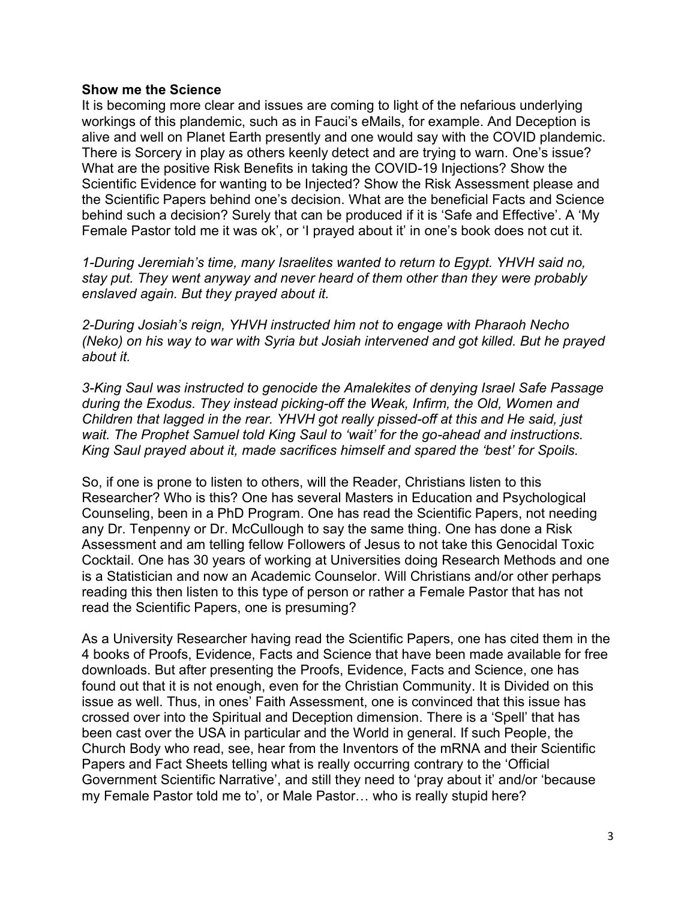**Show me the Science**

It is becoming more clear and issues are coming to light of the nefarious underlying workings of this plandemic, such as in Fauci's eMails, for example. And Deception is alive and well on Planet Earth presently and one would say with the COVID plandemic. There is Sorcery in play as others keenly detect and are trying to warn. One's issue? What are the positive Risk Benefits in taking the COVID-19 Injections? Show the Scientific Evidence for wanting to be Injected? Show the Risk Assessment please and the Scientific Papers behind one's decision. What are the beneficial Facts and Science behind such a decision? Surely that can be produced if it is 'Safe and Effective'. A 'My Female Pastor told me it was ok', or 'I prayed about it' in one's book does not cut it.

*1-During Jeremiah's time, many Israelites wanted to return to Egypt. YHVH said no, stay put. They went anyway and never heard of them other than they were probably enslaved again. But they prayed about it.*

*2-During Josiah's reign, YHVH instructed him not to engage with Pharaoh Necho (Neko) on his way to war with Syria but Josiah intervened and got killed. But he prayed about it.*

*3-King Saul was instructed to genocide the Amalekites of denying Israel Safe Passage during the Exodus. They instead picking-off the Weak, Infirm, the Old, Women and Children that lagged in the rear. YHVH got really pissed-off at this and He said, just wait. The Prophet Samuel told King Saul to 'wait' for the go-ahead and instructions. King Saul prayed about it, made sacrifices himself and spared the 'best' for Spoils.*

So, if one is prone to listen to others, will the Reader, Christians listen to this Researcher? Who is this? One has several Masters in Education and Psychological Counseling, been in a PhD Program. One has read the Scientific Papers, not needing any Dr. Tenpenny or Dr. McCullough to say the same thing. One has done a Risk Assessment and am telling fellow Followers of Jesus to not take this Genocidal Toxic Cocktail. One has 30 years of working at Universities doing Research Methods and one is a Statistician and now an Academic Counselor. Will Christians and/or other perhaps reading this then listen to this type of person or rather a Female Pastor that has not read the Scientific Papers, one is presuming?

As a University Researcher having read the Scientific Papers, one has cited them in the 4 books of Proofs, Evidence, Facts and Science that have been made available for free downloads. But after presenting the Proofs, Evidence, Facts and Science, one has found out that it is not enough, even for the Christian Community. It is Divided on this issue as well. Thus, in ones' Faith Assessment, one is convinced that this issue has crossed over into the Spiritual and Deception dimension. There is a 'Spell' that has been cast over the USA in particular and the World in general. If such People, the Church Body who read, see, hear from the Inventors of the mRNA and their Scientific Papers and Fact Sheets telling what is really occurring contrary to the 'Official Government Scientific Narrative', and still they need to 'pray about it' and/or 'because my Female Pastor told me to', or Male Pastor… who is really stupid here?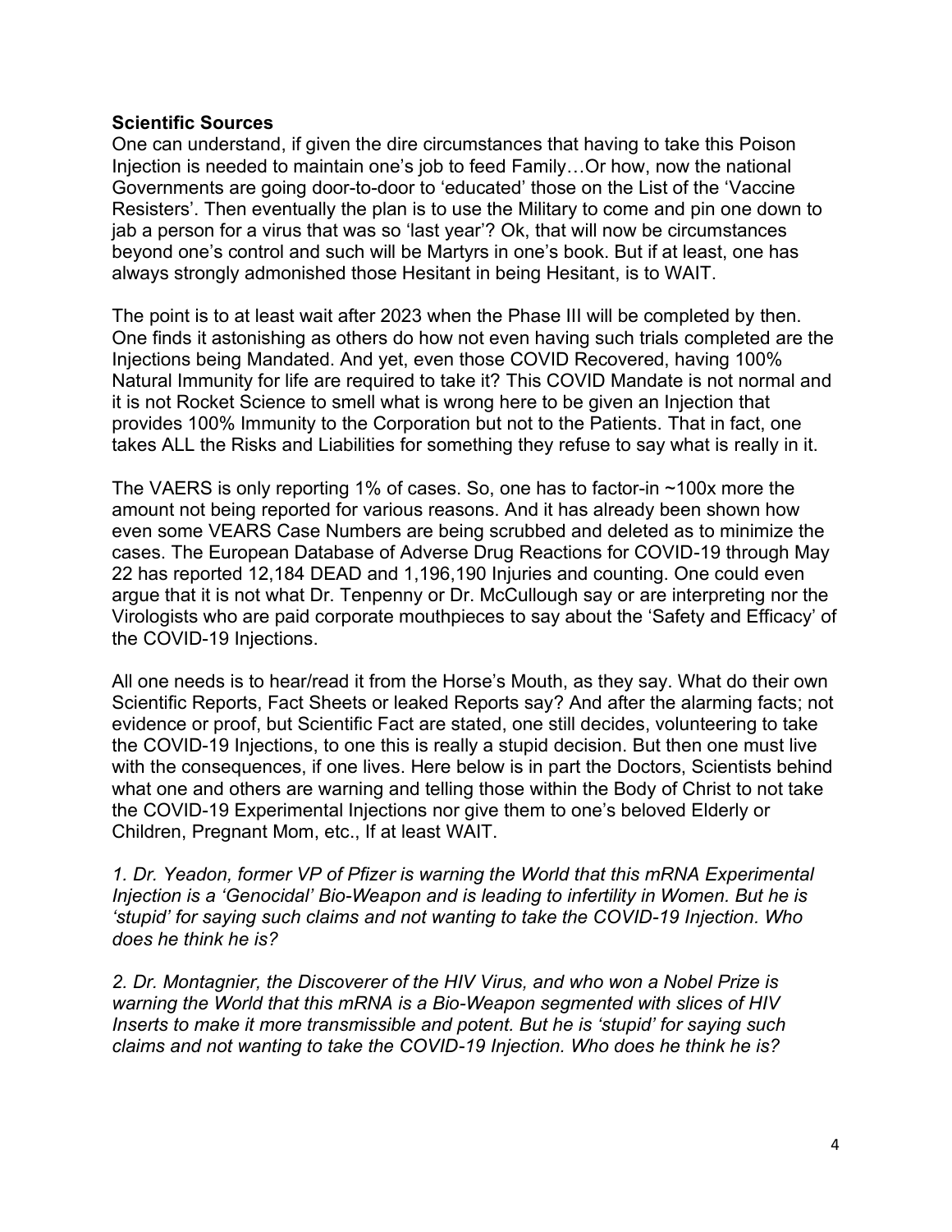**Scientific Sources**

One can understand, if given the dire circumstances that having to take this Poison Injection is needed to maintain one's job to feed Family…Or how, now the national Governments are going door-to-door to 'educated' those on the List of the 'Vaccine Resisters'. Then eventually the plan is to use the Military to come and pin one down to jab a person for a virus that was so 'last year'? Ok, that will now be circumstances beyond one's control and such will be Martyrs in one's book. But if at least, one has always strongly admonished those Hesitant in being Hesitant, is to WAIT.

The point is to at least wait after 2023 when the Phase III will be completed by then. One finds it astonishing as others do how not even having such trials completed are the Injections being Mandated. And yet, even those COVID Recovered, having 100% Natural Immunity for life are required to take it? This COVID Mandate is not normal and it is not Rocket Science to smell what is wrong here to be given an Injection that provides 100% Immunity to the Corporation but not to the Patients. That in fact, one takes ALL the Risks and Liabilities for something they refuse to say what is really in it.

The VAERS is only reporting 1% of cases. So, one has to factor-in ~100x more the amount not being reported for various reasons. And it has already been shown how even some VEARS Case Numbers are being scrubbed and deleted as to minimize the cases. The European Database of Adverse Drug Reactions for COVID-19 through May 22 has reported 12,184 DEAD and 1,196,190 Injuries and counting. One could even argue that it is not what Dr. Tenpenny or Dr. McCullough say or are interpreting nor the Virologists who are paid corporate mouthpieces to say about the 'Safety and Efficacy' of the COVID-19 Injections.

All one needs is to hear/read it from the Horse's Mouth, as they say. What do their own Scientific Reports, Fact Sheets or leaked Reports say? And after the alarming facts; not evidence or proof, but Scientific Fact are stated, one still decides, volunteering to take the COVID-19 Injections, to one this is really a stupid decision. But then one must live with the consequences, if one lives. Here below is in part the Doctors, Scientists behind what one and others are warning and telling those within the Body of Christ to not take the COVID-19 Experimental Injections nor give them to one's beloved Elderly or Children, Pregnant Mom, etc., If at least WAIT.

*1. Dr. Yeadon, former VP of Pfizer is warning the World that this mRNA Experimental Injection is a 'Genocidal' Bio-Weapon and is leading to infertility in Women. But he is 'stupid' for saying such claims and not wanting to take the COVID-19 Injection. Who does he think he is?*

*2. Dr. Montagnier, the Discoverer of the HIV Virus, and who won a Nobel Prize is warning the World that this mRNA is a Bio-Weapon segmented with slices of HIV Inserts to make it more transmissible and potent. But he is 'stupid' for saying such claims and not wanting to take the COVID-19 Injection. Who does he think he is?*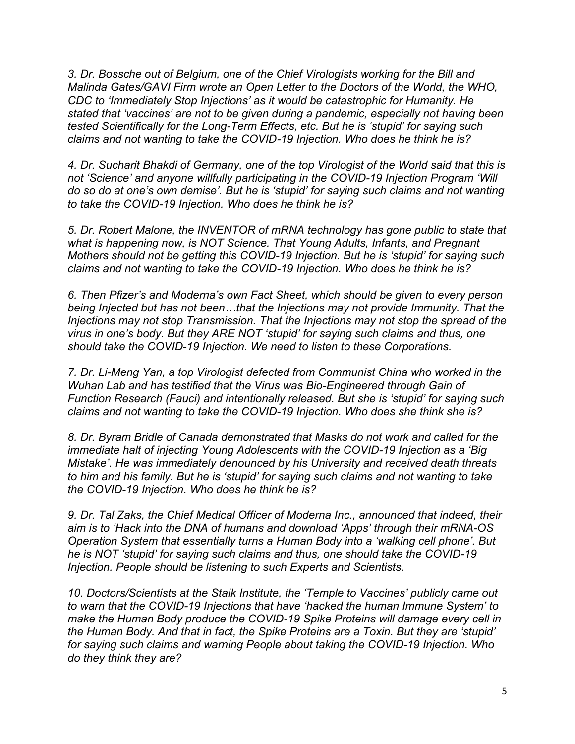*3. Dr. Bossche out of Belgium, one of the Chief Virologists working for the Bill and Malinda Gates/GAVI Firm wrote an Open Letter to the Doctors of the World, the WHO, CDC to 'Immediately Stop Injections' as it would be catastrophic for Humanity. He stated that 'vaccines' are not to be given during a pandemic, especially not having been tested Scientifically for the Long-Term Effects, etc. But he is 'stupid' for saying such claims and not wanting to take the COVID-19 Injection. Who does he think he is?*

*4. Dr. Sucharit Bhakdi of Germany, one of the top Virologist of the World said that this is not 'Science' and anyone willfully participating in the COVID-19 Injection Program 'Will do so do at one's own demise'. But he is 'stupid' for saying such claims and not wanting to take the COVID-19 Injection. Who does he think he is?*

*5. Dr. Robert Malone, the INVENTOR of mRNA technology has gone public to state that what is happening now, is NOT Science. That Young Adults, Infants, and Pregnant Mothers should not be getting this COVID-19 Injection. But he is 'stupid' for saying such claims and not wanting to take the COVID-19 Injection. Who does he think he is?*

*6. Then Pfizer's and Moderna's own Fact Sheet, which should be given to every person being Injected but has not been…that the Injections may not provide Immunity. That the Injections may not stop Transmission. That the Injections may not stop the spread of the virus in one's body. But they ARE NOT 'stupid' for saying such claims and thus, one should take the COVID-19 Injection. We need to listen to these Corporations.*

*7. Dr. Li-Meng Yan, a top Virologist defected from Communist China who worked in the Wuhan Lab and has testified that the Virus was Bio-Engineered through Gain of Function Research (Fauci) and intentionally released. But she is 'stupid' for saying such claims and not wanting to take the COVID-19 Injection. Who does she think she is?*

*8. Dr. Byram Bridle of Canada demonstrated that Masks do not work and called for the immediate halt of injecting Young Adolescents with the COVID-19 Injection as a 'Big Mistake'. He was immediately denounced by his University and received death threats to him and his family. But he is 'stupid' for saying such claims and not wanting to take the COVID-19 Injection. Who does he think he is?*

*9. Dr. Tal Zaks, the Chief Medical Officer of Moderna Inc., announced that indeed, their aim is to 'Hack into the DNA of humans and download 'Apps' through their mRNA-OS Operation System that essentially turns a Human Body into a 'walking cell phone'. But he is NOT 'stupid' for saying such claims and thus, one should take the COVID-19 Injection. People should be listening to such Experts and Scientists.*

*10. Doctors/Scientists at the Stalk Institute, the 'Temple to Vaccines' publicly came out to warn that the COVID-19 Injections that have 'hacked the human Immune System' to make the Human Body produce the COVID-19 Spike Proteins will damage every cell in the Human Body. And that in fact, the Spike Proteins are a Toxin. But they are 'stupid' for saying such claims and warning People about taking the COVID-19 Injection. Who do they think they are?*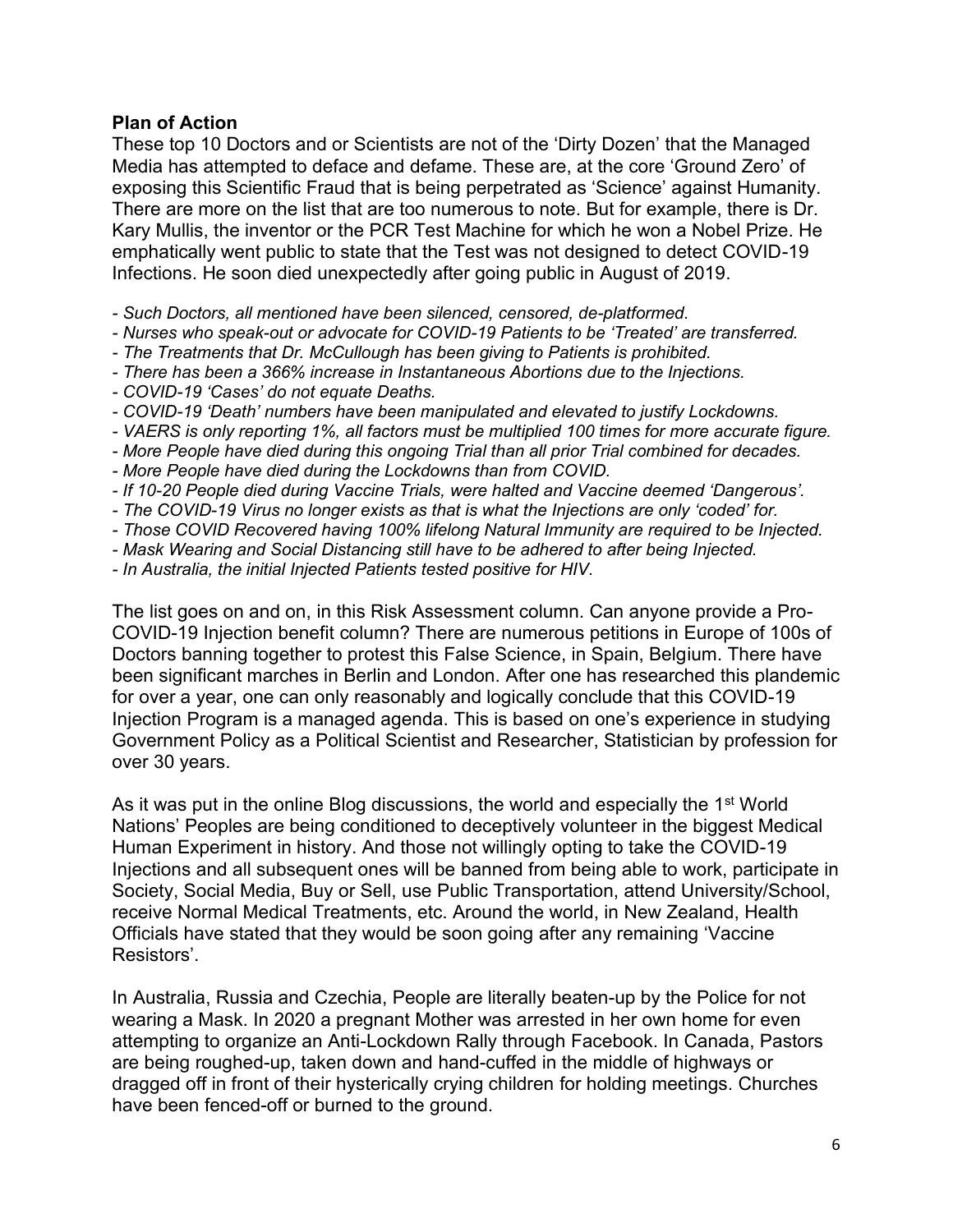**Plan of Action**

These top 10 Doctors and or Scientists are not of the 'Dirty Dozen' that the Managed Media has attempted to deface and defame. These are, at the core 'Ground Zero' of exposing this Scientific Fraud that is being perpetrated as 'Science' against Humanity. There are more on the list that are too numerous to note. But for example, there is Dr. Kary Mullis, the inventor or the PCR Test Machine for which he won a Nobel Prize. He emphatically went public to state that the Test was not designed to detect COVID-19 Infections. He soon died unexpectedly after going public in August of 2019.

- *Such Doctors, all mentioned have been silenced, censored, de-platformed.*
- *Nurses who speak-out or advocate for COVID-19 Patients to be 'Treated' are transferred.*
- *The Treatments that Dr. McCullough has been giving to Patients is prohibited.*
- *There has been a 366% increase in Instantaneous Abortions due to the Injections.*
- *COVID-19 'Cases' do not equate Deaths.*
- *COVID-19 'Death' numbers have been manipulated and elevated to justify Lockdowns.*
- *VAERS is only reporting 1%, all factors must be multiplied 100 times for more accurate figure.*
- *More People have died during this ongoing Trial than all prior Trial combined for decades.*
- *More People have died during the Lockdowns than from COVID.*
- *If 10-20 People died during Vaccine Trials, were halted and Vaccine deemed 'Dangerous'.*
- *The COVID-19 Virus no longer exists as that is what the Injections are only 'coded' for.*
- *Those COVID Recovered having 100% lifelong Natural Immunity are required to be Injected.*
- *Mask Wearing and Social Distancing still have to be adhered to after being Injected.*
- *In Australia, the initial Injected Patients tested positive for HIV.*

The list goes on and on, in this Risk Assessment column. Can anyone provide a Pro-COVID-19 Injection benefit column? There are numerous petitions in Europe of 100s of Doctors banning together to protest this False Science, in Spain, Belgium. There have been significant marches in Berlin and London. After one has researched this plandemic for over a year, one can only reasonably and logically conclude that this COVID-19 Injection Program is a managed agenda. This is based on one's experience in studying Government Policy as a Political Scientist and Researcher, Statistician by profession for over 30 years.

As it was put in the online Blog discussions, the world and especially the 1st World Nations' Peoples are being conditioned to deceptively volunteer in the biggest Medical Human Experiment in history. And those not willingly opting to take the COVID-19 Injections and all subsequent ones will be banned from being able to work, participate in Society, Social Media, Buy or Sell, use Public Transportation, attend University/School, receive Normal Medical Treatments, etc. Around the world, in New Zealand, Health Officials have stated that they would be soon going after any remaining 'Vaccine Resistors'.

In Australia, Russia and Czechia, People are literally beaten-up by the Police for not wearing a Mask. In 2020 a pregnant Mother was arrested in her own home for even attempting to organize an Anti-Lockdown Rally through Facebook. In Canada, Pastors are being roughed-up, taken down and hand-cuffed in the middle of highways or dragged off in front of their hysterically crying children for holding meetings. Churches have been fenced-off or burned to the ground.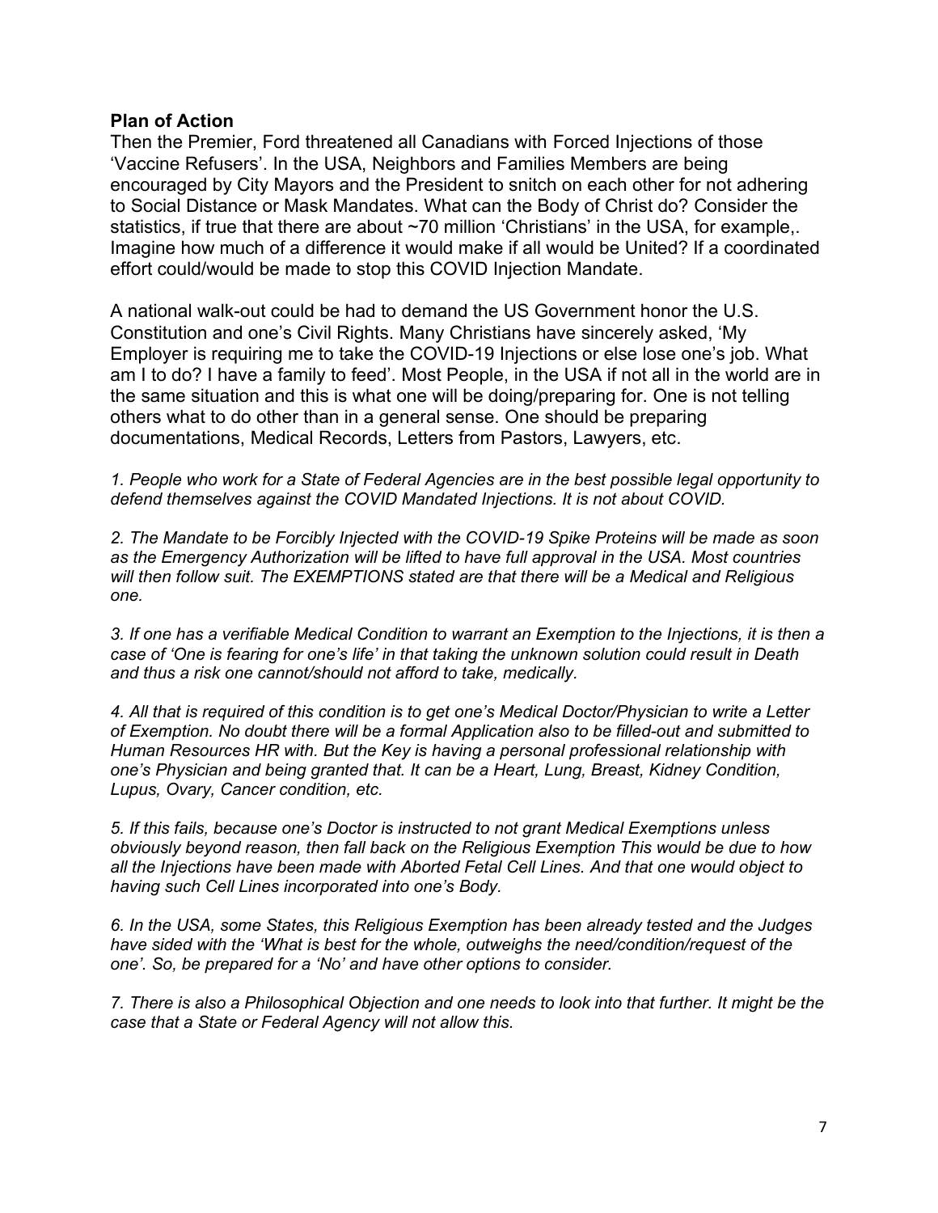**Plan of Action**

Then the Premier, Ford threatened all Canadians with Forced Injections of those 'Vaccine Refusers'. In the USA, Neighbors and Families Members are being encouraged by City Mayors and the President to snitch on each other for not adhering to Social Distance or Mask Mandates. What can the Body of Christ do? Consider the statistics, if true that there are about ~70 million 'Christians' in the USA, for example,. Imagine how much of a difference it would make if all would be United? If a coordinated effort could/would be made to stop this COVID Injection Mandate.

A national walk-out could be had to demand the US Government honor the U.S. Constitution and one's Civil Rights. Many Christians have sincerely asked, 'My Employer is requiring me to take the COVID-19 Injections or else lose one's job. What am I to do? I have a family to feed'. Most People, in the USA if not all in the world are in the same situation and this is what one will be doing/preparing for. One is not telling others what to do other than in a general sense. One should be preparing documentations, Medical Records, Letters from Pastors, Lawyers, etc.

*1. People who work for a State of Federal Agencies are in the best possible legal opportunity to defend themselves against the COVID Mandated Injections. It is not about COVID.*

*2. The Mandate to be Forcibly Injected with the COVID-19 Spike Proteins will be made as soon as the Emergency Authorization will be lifted to have full approval in the USA. Most countries will then follow suit. The EXEMPTIONS stated are that there will be a Medical and Religious one.*

*3. If one has a verifiable Medical Condition to warrant an Exemption to the Injections, it is then a case of 'One is fearing for one's life' in that taking the unknown solution could result in Death and thus a risk one cannot/should not afford to take, medically.*

*4. All that is required of this condition is to get one's Medical Doctor/Physician to write a Letter of Exemption. No doubt there will be a formal Application also to be filled-out and submitted to Human Resources HR with. But the Key is having a personal professional relationship with one's Physician and being granted that. It can be a Heart, Lung, Breast, Kidney Condition, Lupus, Ovary, Cancer condition, etc.*

*5. If this fails, because one's Doctor is instructed to not grant Medical Exemptions unless obviously beyond reason, then fall back on the Religious Exemption This would be due to how all the Injections have been made with Aborted Fetal Cell Lines. And that one would object to having such Cell Lines incorporated into one's Body.*

*6. In the USA, some States, this Religious Exemption has been already tested and the Judges have sided with the 'What is best for the whole, outweighs the need/condition/request of the one'. So, be prepared for a 'No' and have other options to consider.*

*7. There is also a Philosophical Objection and one needs to look into that further. It might be the case that a State or Federal Agency will not allow this.*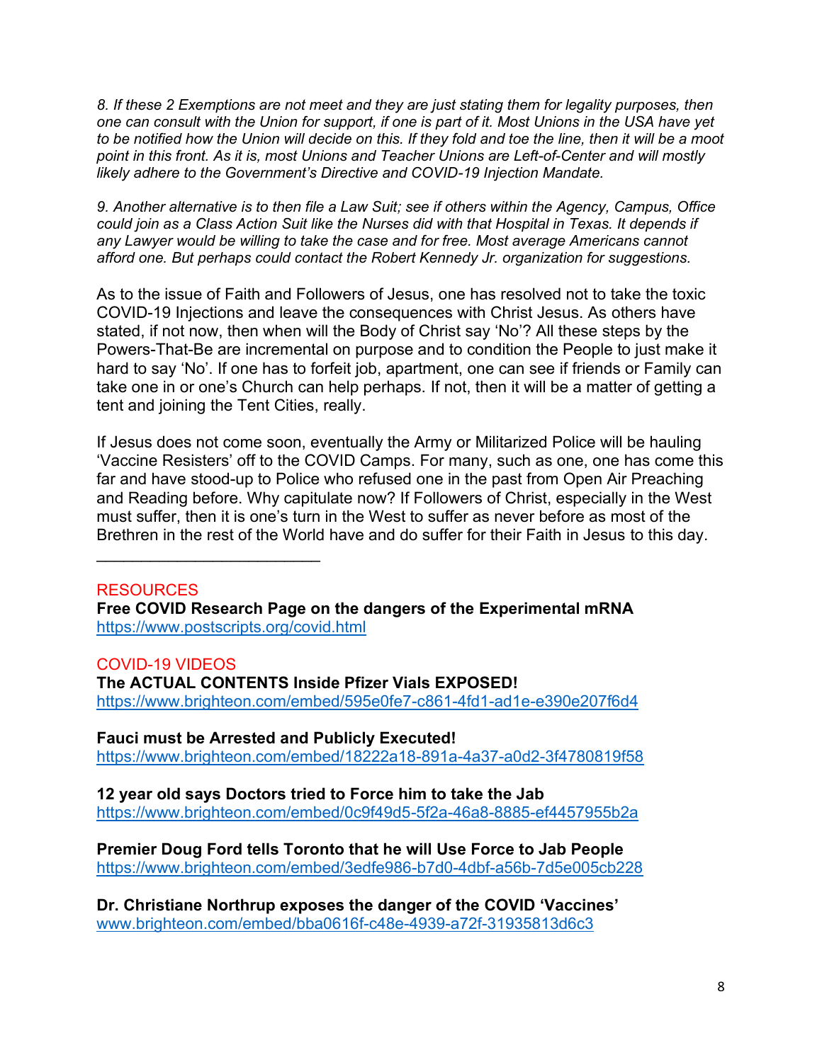*8. If these 2 Exemptions are not meet and they are just stating them for legality purposes, then one can consult with the Union for support, if one is part of it. Most Unions in the USA have yet to be notified how the Union will decide on this. If they fold and toe the line, then it will be a moot point in this front. As it is, most Unions and Teacher Unions are Left-of-Center and will mostly likely adhere to the Government's Directive and COVID-19 Injection Mandate.*

*9. Another alternative is to then file a Law Suit; see if others within the Agency, Campus, Office could join as a Class Action Suit like the Nurses did with that Hospital in Texas. It depends if any Lawyer would be willing to take the case and for free. Most average Americans cannot afford one. But perhaps could contact the Robert Kennedy Jr. organization for suggestions.*

As to the issue of Faith and Followers of Jesus, one has resolved not to take the toxic COVID-19 Injections and leave the consequences with Christ Jesus. As others have stated, if not now, then when will the Body of Christ say 'No'? All these steps by the Powers-That-Be are incremental on purpose and to condition the People to just make it hard to say 'No'. If one has to forfeit job, apartment, one can see if friends or Family can take one in or one's Church can help perhaps. If not, then it will be a matter of getting a tent and joining the Tent Cities, really.

If Jesus does not come soon, eventually the Army or Militarized Police will be hauling 'Vaccine Resisters' off to the COVID Camps. For many, such as one, one has come this far and have stood-up to Police who refused one in the past from Open Air Preaching and Reading before. Why capitulate now? If Followers of Christ, especially in the West must suffer, then it is one's turn in the West to suffer as never before as most of the Brethren in the rest of the World have and do suffer for their Faith in Jesus to this day.

_________________________

RESOURCES

**Free COVID Research Page on the dangers of the Experimental mRNA**
https://www.postscripts.org/covid.html

COVID-19 VIDEOS

**The ACTUAL CONTENTS Inside Pfizer Vials EXPOSED!**
https://www.brighteon.com/embed/595e0fe7-c861-4fd1-ad1e-e390e207f6d4

**Fauci must be Arrested and Publicly Executed!**
https://www.brighteon.com/embed/18222a18-891a-4a37-a0d2-3f4780819f58

**12 year old says Doctors tried to Force him to take the Jab**
https://www.brighteon.com/embed/0c9f49d5-5f2a-46a8-8885-ef4457955b2a

**Premier Doug Ford tells Toronto that he will Use Force to Jab People**
https://www.brighteon.com/embed/3edfe986-b7d0-4dbf-a56b-7d5e005cb228

**Dr. Christiane Northrup exposes the danger of the COVID 'Vaccines'**
www.brighteon.com/embed/bba0616f-c48e-4939-a72f-31935813d6c3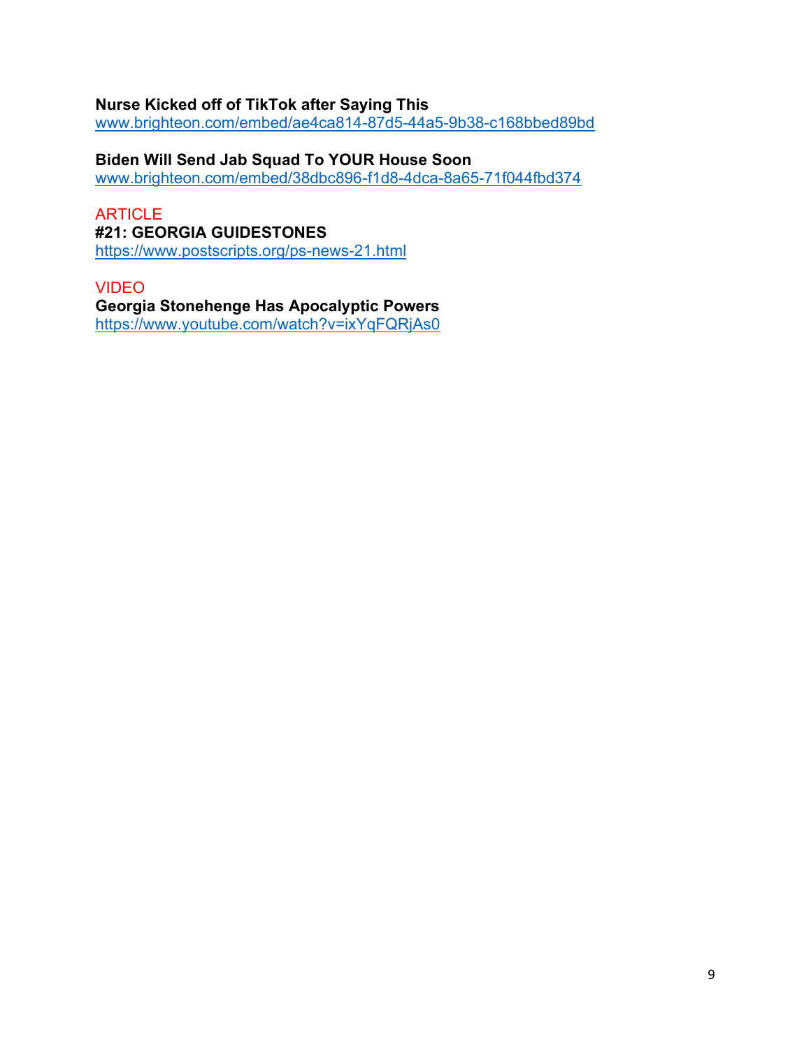**Nurse Kicked off of TikTok after Saying This**
www.brighteon.com/embed/ae4ca814-87d5-44a5-9b38-c168bbed89bd

**Biden Will Send Jab Squad To YOUR House Soon**
www.brighteon.com/embed/38dbc896-f1d8-4dca-8a65-71f044fbd374

ARTICLE
**#21: GEORGIA GUIDESTONES**
https://www.postscripts.org/ps-news-21.html

VIDEO
**Georgia Stonehenge Has Apocalyptic Powers**
https://www.youtube.com/watch?v=ixYqFQRjAs0